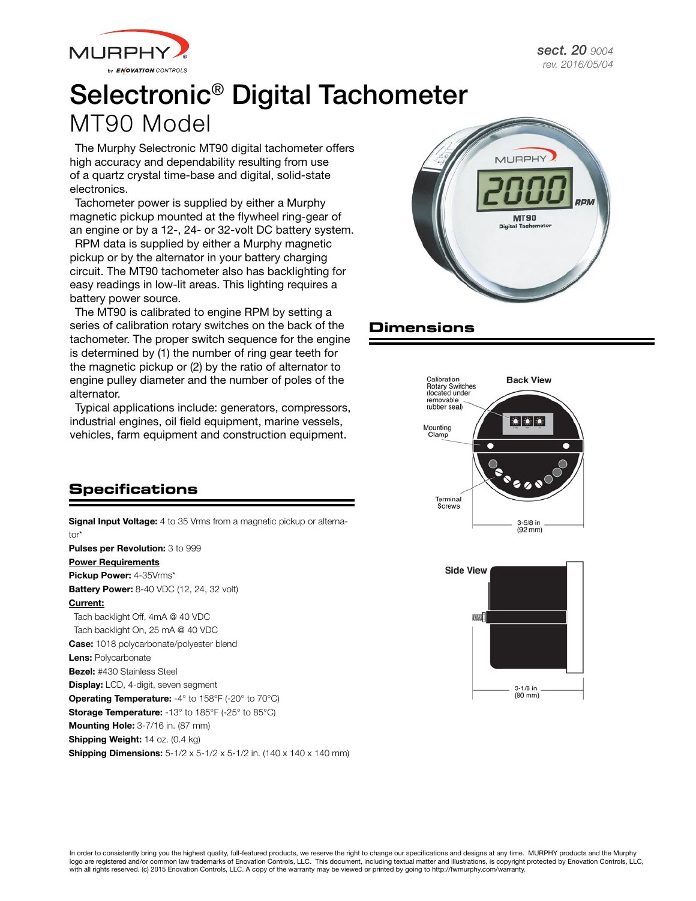# Selectronic® Digital Tachometer

## MT90 Model

The Murphy Selectronic MT90 digital tachometer offers high accuracy and dependability resulting from use of a quartz crystal time-base and digital, solid-state electronics.

Tachometer power is supplied by either a Murphy magnetic pickup mounted at the flywheel ring-gear of an engine or by a 12-, 24- or 32-volt DC battery system.

RPM data is supplied by either a Murphy magnetic pickup or by the alternator in your battery charging circuit. The MT90 tachometer also has backlighting for easy readings in low-lit areas. This lighting requires a battery power source.

The MT90 is calibrated to engine RPM by setting a series of calibration rotary switches on the back of the tachometer. The proper switch sequence for the engine is determined by (1) the number of ring gear teeth for the magnetic pickup or (2) by the ratio of alternator to engine pulley diameter and the number of poles of the alternator.

Typical applications include: generators, compressors, industrial engines, oil field equipment, marine vessels, vehicles, farm equipment and construction equipment.

## Specifications

**Signal Input Voltage:** 4 to 35 Vrms from a magnetic pickup or alternator*

**Pulses per Revolution:** 3 to 999

**Power Requirements**

**Pickup Power:** 4-35Vrms*

**Battery Power:** 8-40 VDC (12, 24, 32 volt)

**Current:**

Tach backlight Off, 4mA @ 40 VDC

Tach backlight On, 25 mA @ 40 VDC

**Case:** 1018 polycarbonate/polyester blend

**Lens:** Polycarbonate

**Bezel:** #430 Stainless Steel

**Display:** LCD, 4-digit, seven segment

**Operating Temperature:** -4° to 158°F (-20° to 70°C)

**Storage Temperature:** -13° to 185°F (-25° to 85°C)

**Mounting Hole:** 3-7/16 in. (87 mm)

**Shipping Weight:** 14 oz. (0.4 kg)

**Shipping Dimensions:** 5-1/2 x 5-1/2 x 5-1/2 in. (140 x 140 x 140 mm)

## Dimensions

Back View

Calibration Rotary Switches (located under removable rubber seal)

Mounting Clamp

Terminal Screws

3-5/8 in (92 mm)

Side View

3-1/8 in (80 mm)

In order to consistently bring you the highest quality, full-featured products, we reserve the right to change our specifications and designs at any time. MURPHY products and the Murphy logo are registered and/or common law trademarks of Enovation Controls, LLC. This document, including textual matter and illustrations, is copyright protected by Enovation Controls, LLC, with all rights reserved. (c) 2015 Enovation Controls, LLC. A copy of the warranty may be viewed or printed by going to http://fwmurphy.com/warranty.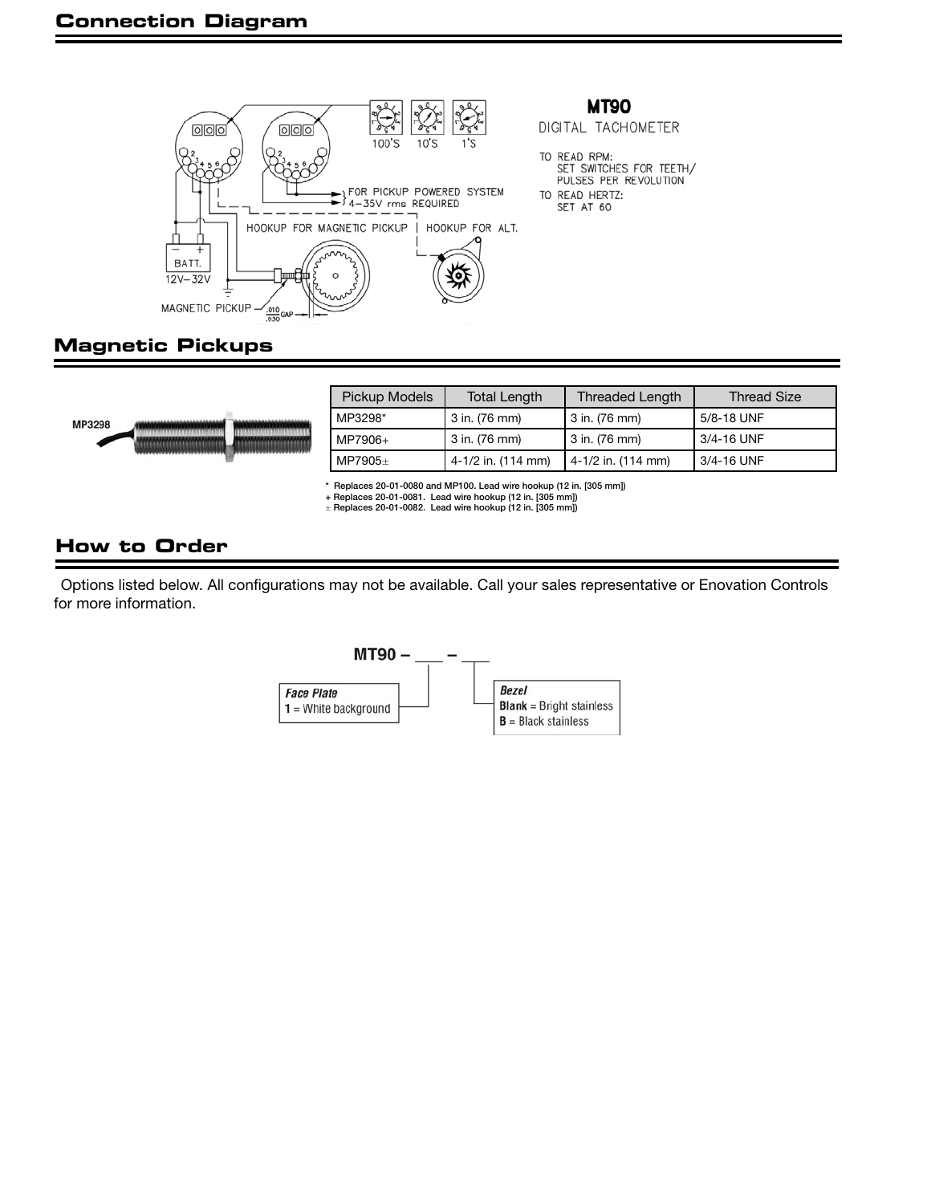## Connection Diagram

MT90

DIGITAL TACHOMETER

TO READ RPM:
SET SWITCHES FOR TEETH/ PULSES PER REVOLUTION

TO READ HERTZ:
SET AT 60

100'S 10'S 1'S

FOR PICKUP POWERED SYSTEM
4–35V rms REQUIRED

HOOKUP FOR MAGNETIC PICKUP | HOOKUP FOR ALT.

BATT.
12V–32V

MAGNETIC PICKUP .010/.030 GAP

## Magnetic Pickups

MP3298

| Pickup Models | Total Length | Threaded Length | Thread Size |
| --- | --- | --- | --- |
| MP3298* | 3 in. (76 mm) | 3 in. (76 mm) | 5/8-18 UNF |
| MP7906+ | 3 in. (76 mm) | 3 in. (76 mm) | 3/4-16 UNF |
| MP7905± | 4-1/2 in. (114 mm) | 4-1/2 in. (114 mm) | 3/4-16 UNF |

\* Replaces 20-01-0080 and MP100. Lead wire hookup (12 in. [305 mm])
+ Replaces 20-01-0081. Lead wire hookup (12 in. [305 mm])
± Replaces 20-01-0082. Lead wire hookup (12 in. [305 mm])

## How to Order

Options listed below. All configurations may not be available. Call your sales representative or Enovation Controls for more information.

**MT90 – ___ – ___**

*Face Plate*
**1** = White background

*Bezel*
**Blank** = Bright stainless
**B** = Black stainless